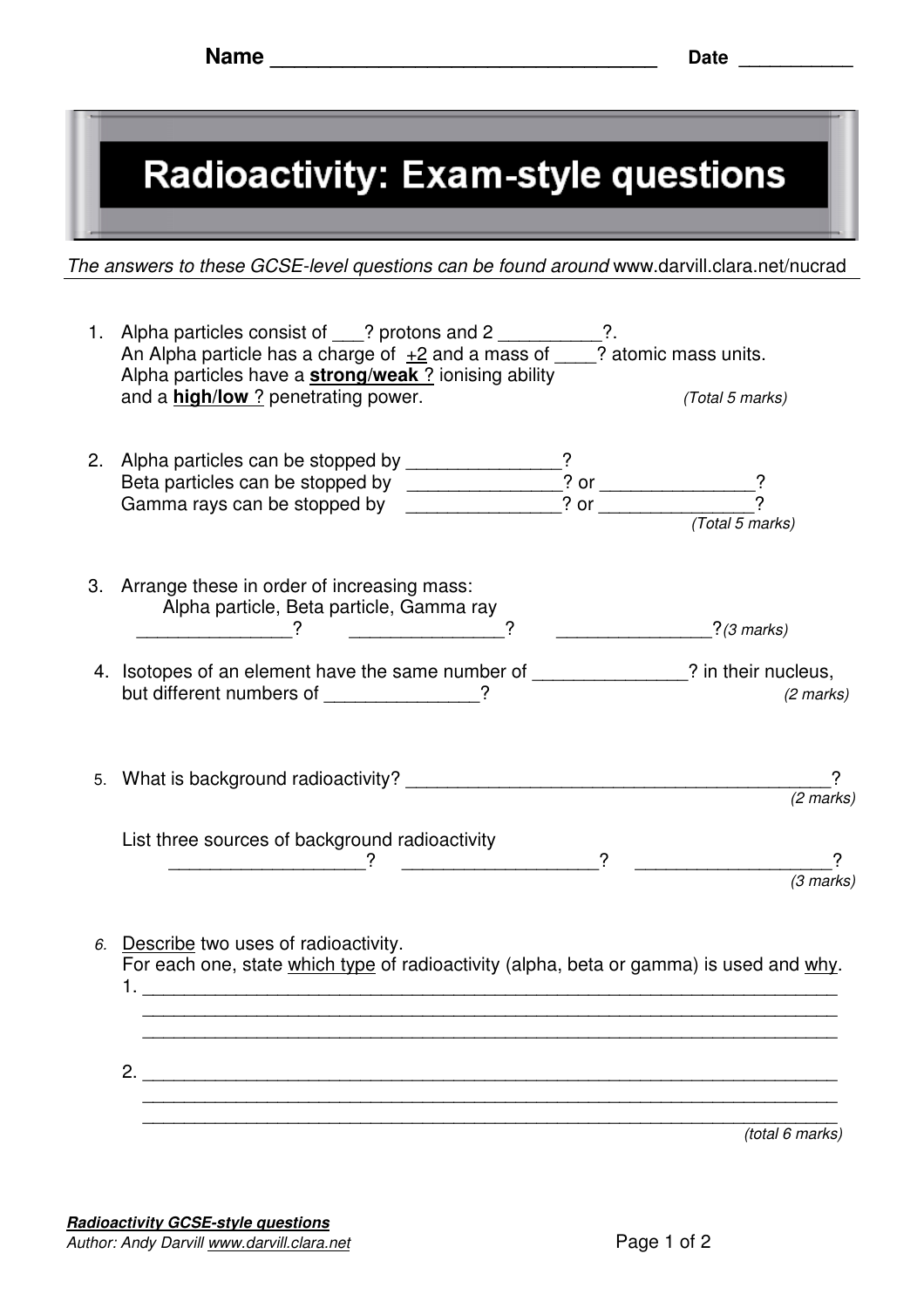Name ________________________________ Date __________

# Radioactivity: Exam-style questions

*The answers to these GCSE-level questions can be found around* www.darvill.clara.net/nucrad

1. Alpha particles consist of ___? protons and 2 __________?.
   An Alpha particle has a charge of <u>+2</u> and a mass of ____? atomic mass units.
   Alpha particles have a **<u>strong/weak</u>** ? ionising ability
   and a **<u>high/low</u>** ? penetrating power. *(Total 5 marks)*

2. Alpha particles can be stopped by _______________?
   Beta particles can be stopped by _______________? or _______________?
   Gamma rays can be stopped by _______________? or _______________?
   *(Total 5 marks)*

3. Arrange these in order of increasing mass:
   Alpha particle, Beta particle, Gamma ray
   _______________? _______________? _______________? *(3 marks)*

4. Isotopes of an element have the same number of _______________? in their nucleus,
   but different numbers of _______________? *(2 marks)*

5. What is background radioactivity? ________________________________________?
   *(2 marks)*

   List three sources of background radioactivity
   ___________________? ___________________? ___________________?
   *(3 marks)*

6. <u>Describe</u> two uses of radioactivity.
   For each one, state <u>which type</u> of radioactivity (alpha, beta or gamma) is used and <u>why</u>.
   1. ____________________________________________________________________
      ____________________________________________________________________
      ____________________________________________________________________

   2. ____________________________________________________________________
      ____________________________________________________________________
      ____________________________________________________________________
   *(total 6 marks)*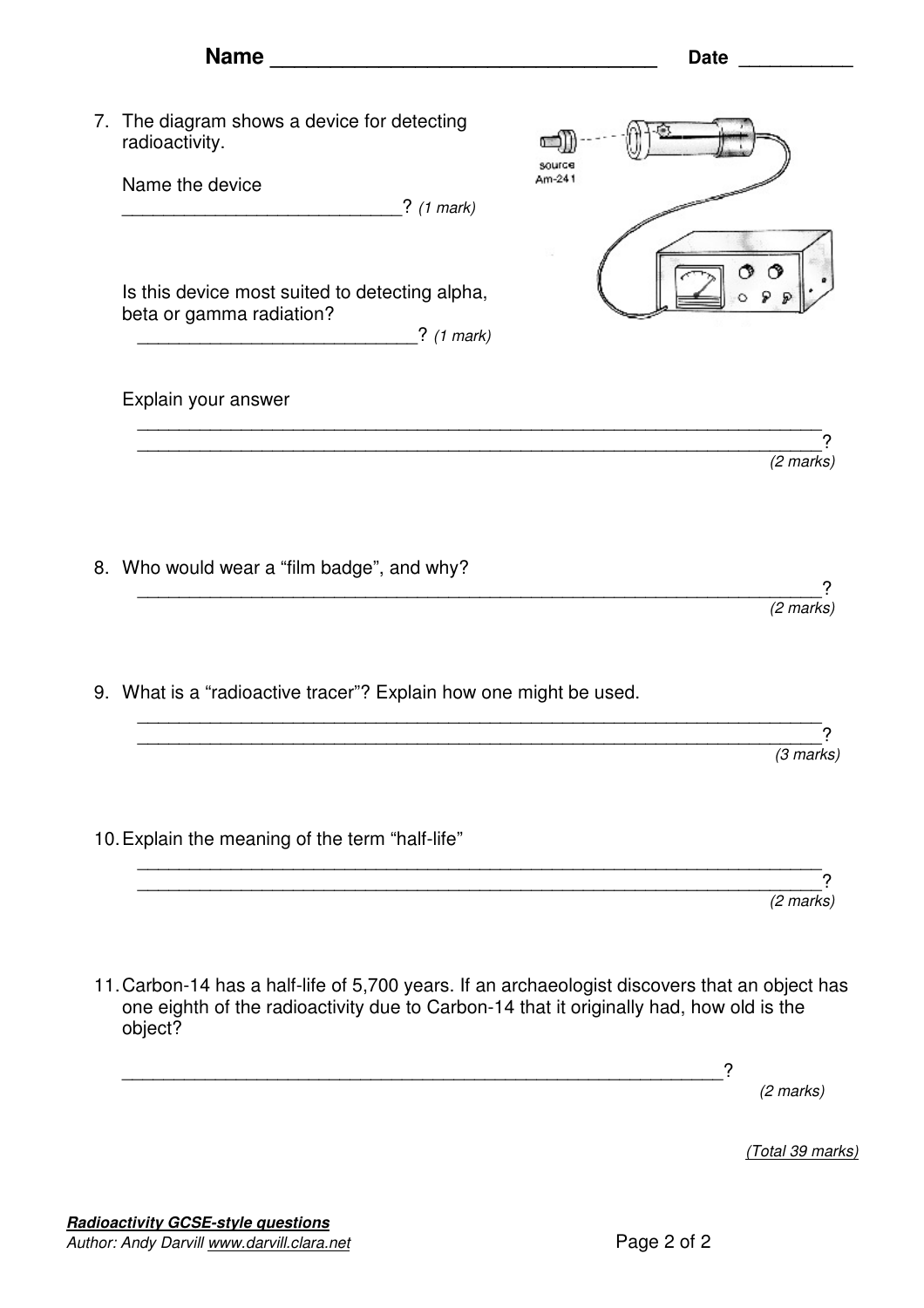**Name** ________________________________ **Date** __________

7. The diagram shows a device for detecting radioactivity.

   source
   Am-241

   Name the device

   ___________________________? *(1 mark)*

   Is this device most suited to detecting alpha, beta or gamma radiation?

   ___________________________? *(1 mark)*

   Explain your answer

   ___________________________________________________________________

   ___________________________________________________________________?
   *(2 marks)*

8. Who would wear a "film badge", and why?

   ___________________________________________________________________?
   *(2 marks)*

9. What is a "radioactive tracer"? Explain how one might be used.

   ___________________________________________________________________

   ___________________________________________________________________?
   *(3 marks)*

10. Explain the meaning of the term "half-life"

    ___________________________________________________________________

    ___________________________________________________________________?
    *(2 marks)*

11. Carbon-14 has a half-life of 5,700 years. If an archaeologist discovers that an object has one eighth of the radioactivity due to Carbon-14 that it originally had, how old is the object?

    ___________________________________________________________?
    *(2 marks)*

*(Total 39 marks)*

***Radioactivity GCSE-style questions***
*Author: Andy Darvill www.darvill.clara.net*